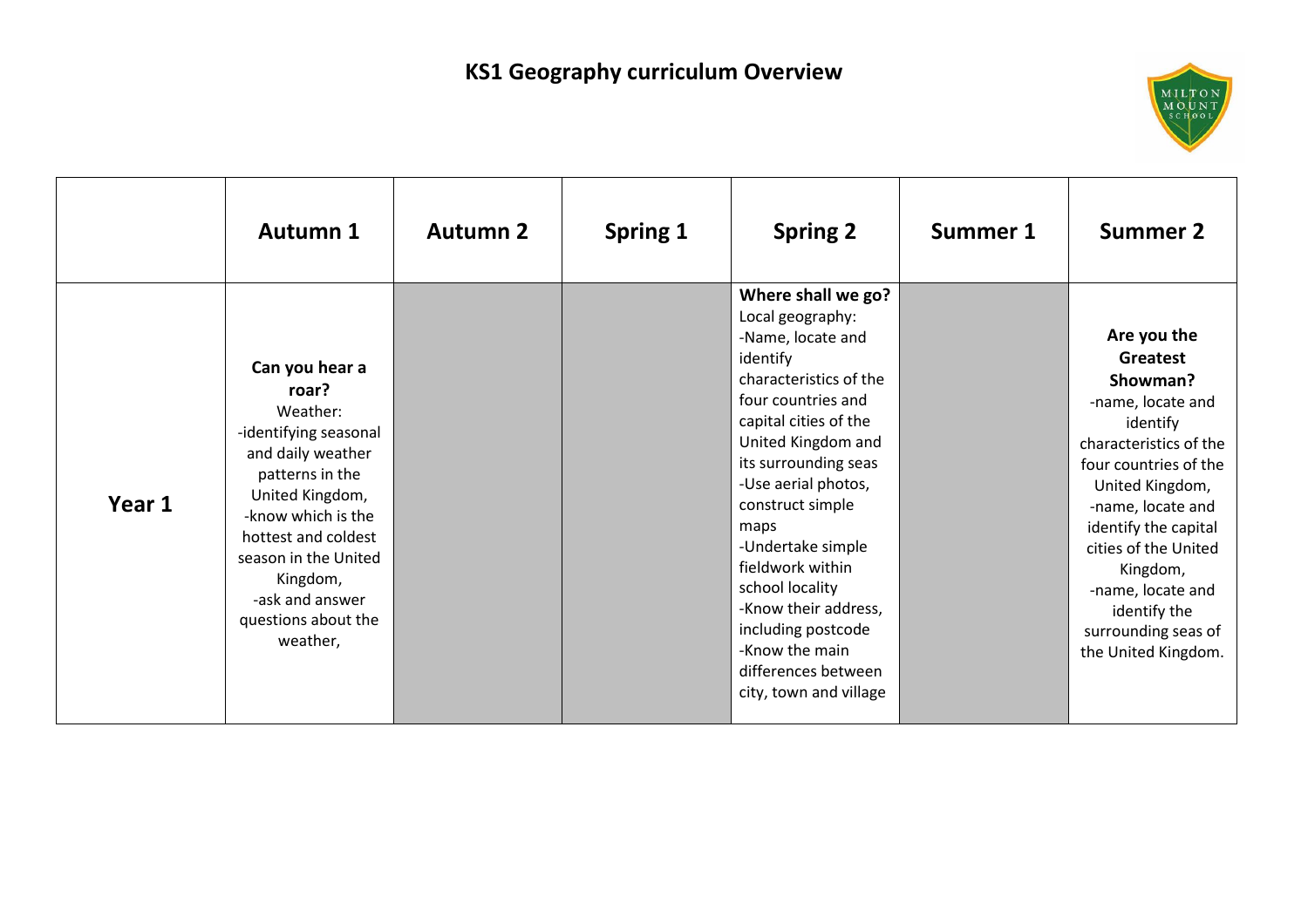# KS1 Geography curriculum Overview

| | Autumn 1 | Autumn 2 | Spring 1 | Spring 2 | Summer 1 | Summer 2 |
|---|---|---|---|---|---|---|
| **Year 1** | **Can you hear a roar?**<br>Weather:<br>-identifying seasonal and daily weather patterns in the United Kingdom,<br>-know which is the hottest and coldest season in the United Kingdom,<br>-ask and answer questions about the weather, | | | **Where shall we go?**<br>Local geography:<br>-Name, locate and identify characteristics of the four countries and capital cities of the United Kingdom and its surrounding seas<br>-Use aerial photos, construct simple maps<br>-Undertake simple fieldwork within school locality<br>-Know their address, including postcode<br>-Know the main differences between city, town and village | | **Are you the Greatest Showman?**<br>-name, locate and identify characteristics of the four countries of the United Kingdom,<br>-name, locate and identify the capital cities of the United Kingdom,<br>-name, locate and identify the surrounding seas of the United Kingdom. |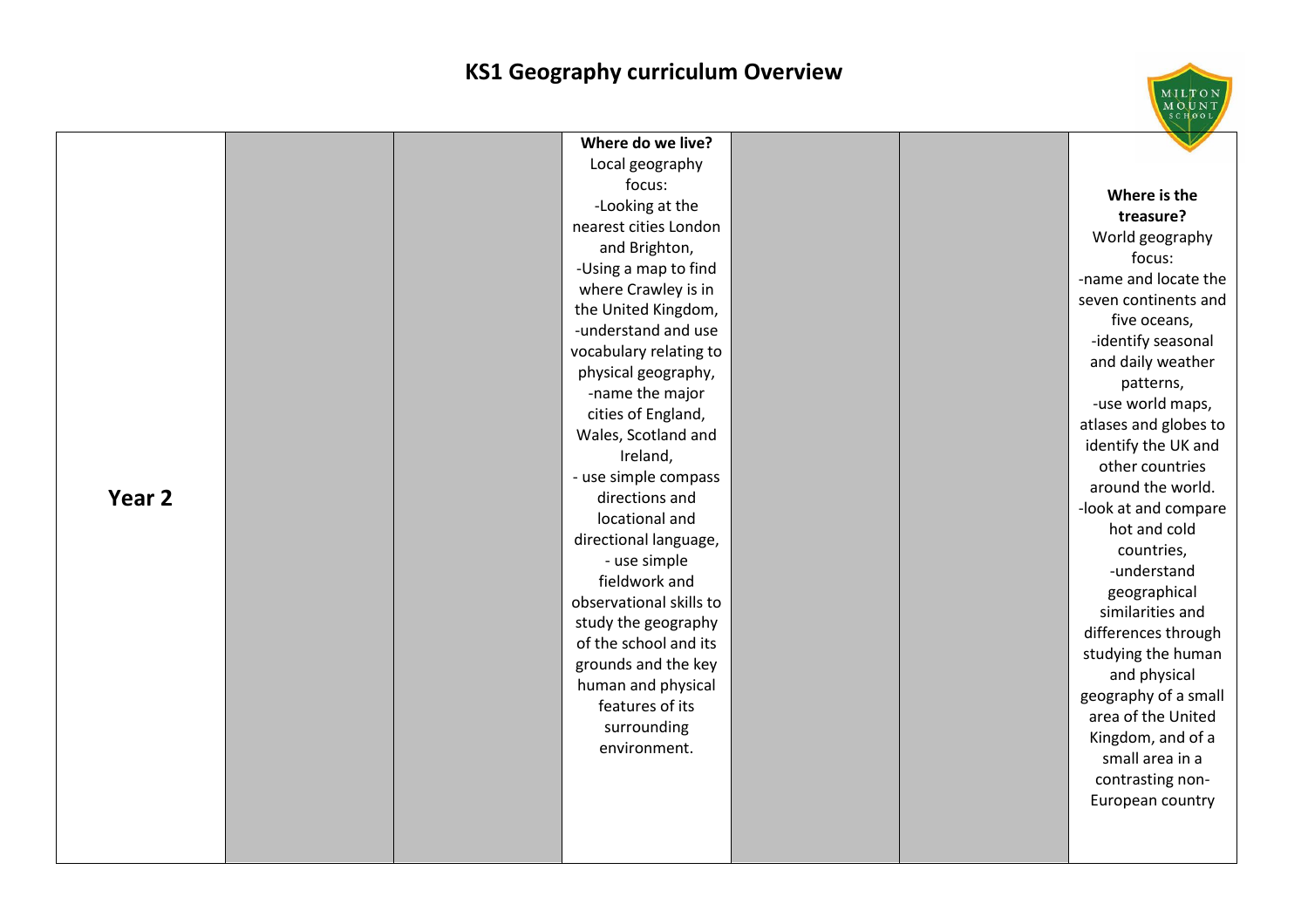# KS1 Geography curriculum Overview

| | | | | | | |
|---|---|---|---|---|---|---|
| **Year 2** | | | **Where do we live?** Local geography focus: -Looking at the nearest cities London and Brighton, -Using a map to find where Crawley is in the United Kingdom, -understand and use vocabulary relating to physical geography, -name the major cities of England, Wales, Scotland and Ireland, - use simple compass directions and locational and directional language, - use simple fieldwork and observational skills to study the geography of the school and its grounds and the key human and physical features of its surrounding environment. | | | **Where is the treasure?** World geography focus: -name and locate the seven continents and five oceans, -identify seasonal and daily weather patterns, -use world maps, atlases and globes to identify the UK and other countries around the world. -look at and compare hot and cold countries, -understand geographical similarities and differences through studying the human and physical geography of a small area of the United Kingdom, and of a small area in a contrasting non-European country |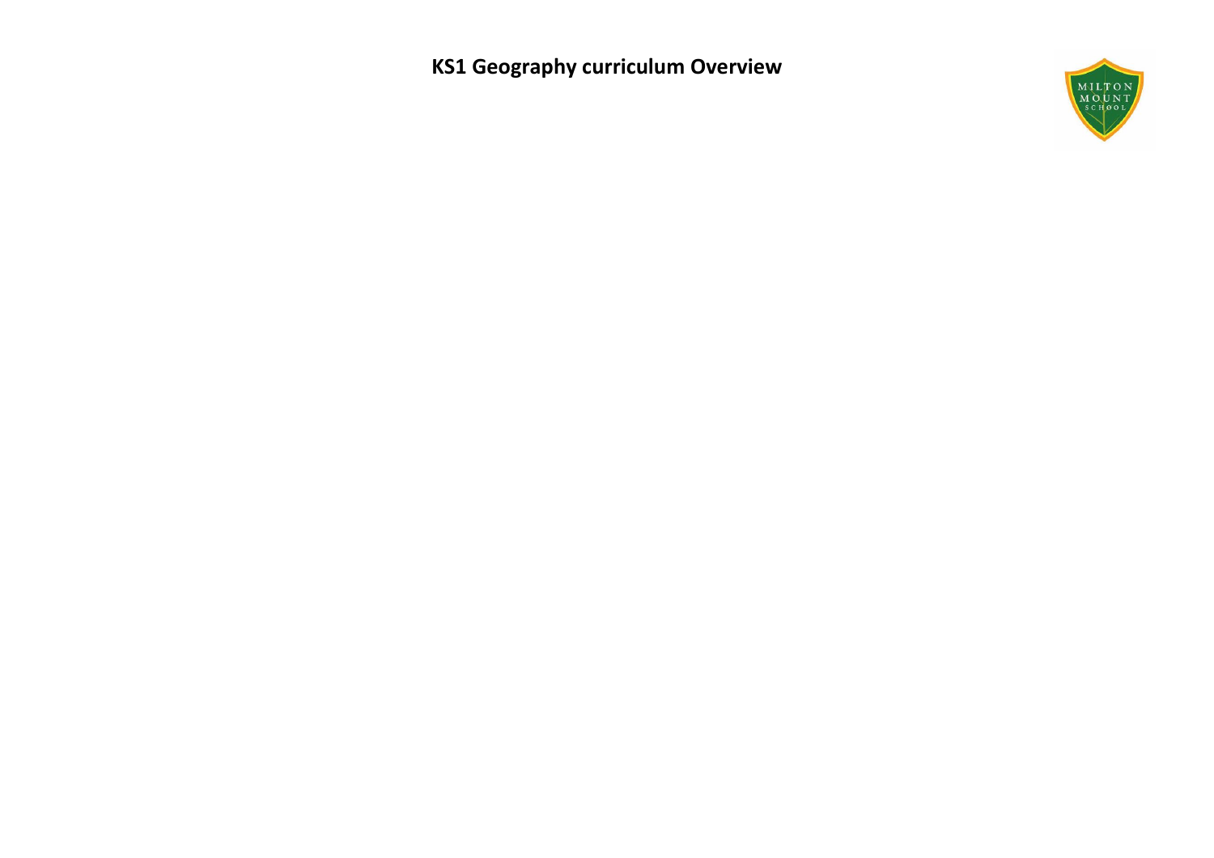# KS1 Geography curriculum Overview